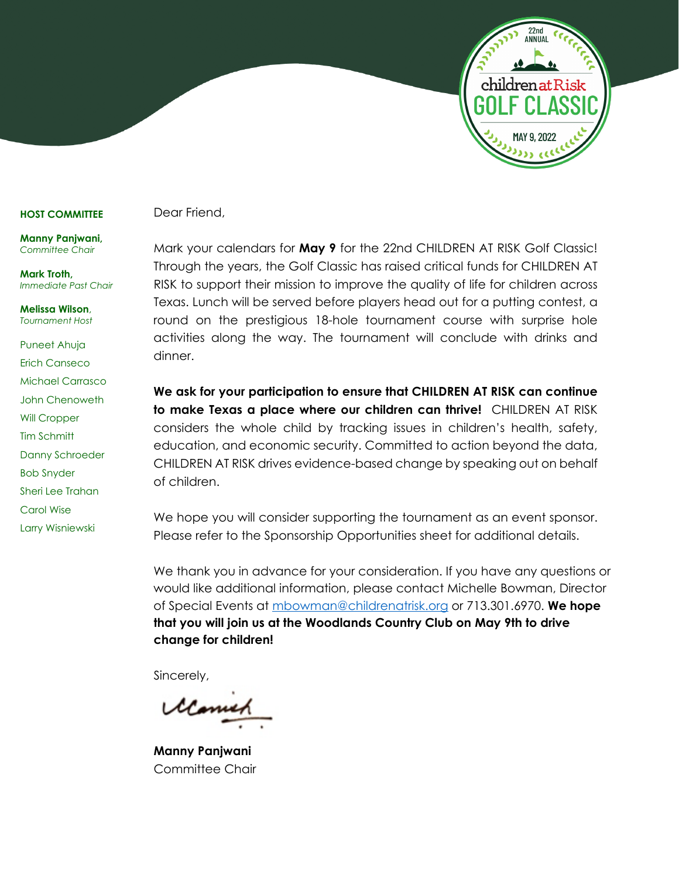22nd ANNUAL

children at Risk

GOLF CLASSIC

MAY 9, 2022

**HOST COMMITTEE**

**Manny Panjwani,**
*Committee Chair*

**Mark Troth,**
*Immediate Past Chair*

**Melissa Wilson,**
*Tournament Host*

Puneet Ahuja
Erich Canseco
Michael Carrasco
John Chenoweth
Will Cropper
Tim Schmitt
Danny Schroeder
Bob Snyder
Sheri Lee Trahan
Carol Wise
Larry Wisniewski

Dear Friend,

Mark your calendars for **May 9** for the 22nd CHILDREN AT RISK Golf Classic! Through the years, the Golf Classic has raised critical funds for CHILDREN AT RISK to support their mission to improve the quality of life for children across Texas. Lunch will be served before players head out for a putting contest, a round on the prestigious 18-hole tournament course with surprise hole activities along the way. The tournament will conclude with drinks and dinner.

**We ask for your participation to ensure that CHILDREN AT RISK can continue to make Texas a place where our children can thrive!** CHILDREN AT RISK considers the whole child by tracking issues in children's health, safety, education, and economic security. Committed to action beyond the data, CHILDREN AT RISK drives evidence-based change by speaking out on behalf of children.

We hope you will consider supporting the tournament as an event sponsor. Please refer to the Sponsorship Opportunities sheet for additional details.

We thank you in advance for your consideration. If you have any questions or would like additional information, please contact Michelle Bowman, Director of Special Events at mbowman@childrenatrisk.org or 713.301.6970. **We hope that you will join us at the Woodlands Country Club on May 9th to drive change for children!**

Sincerely,

**Manny Panjwani**
Committee Chair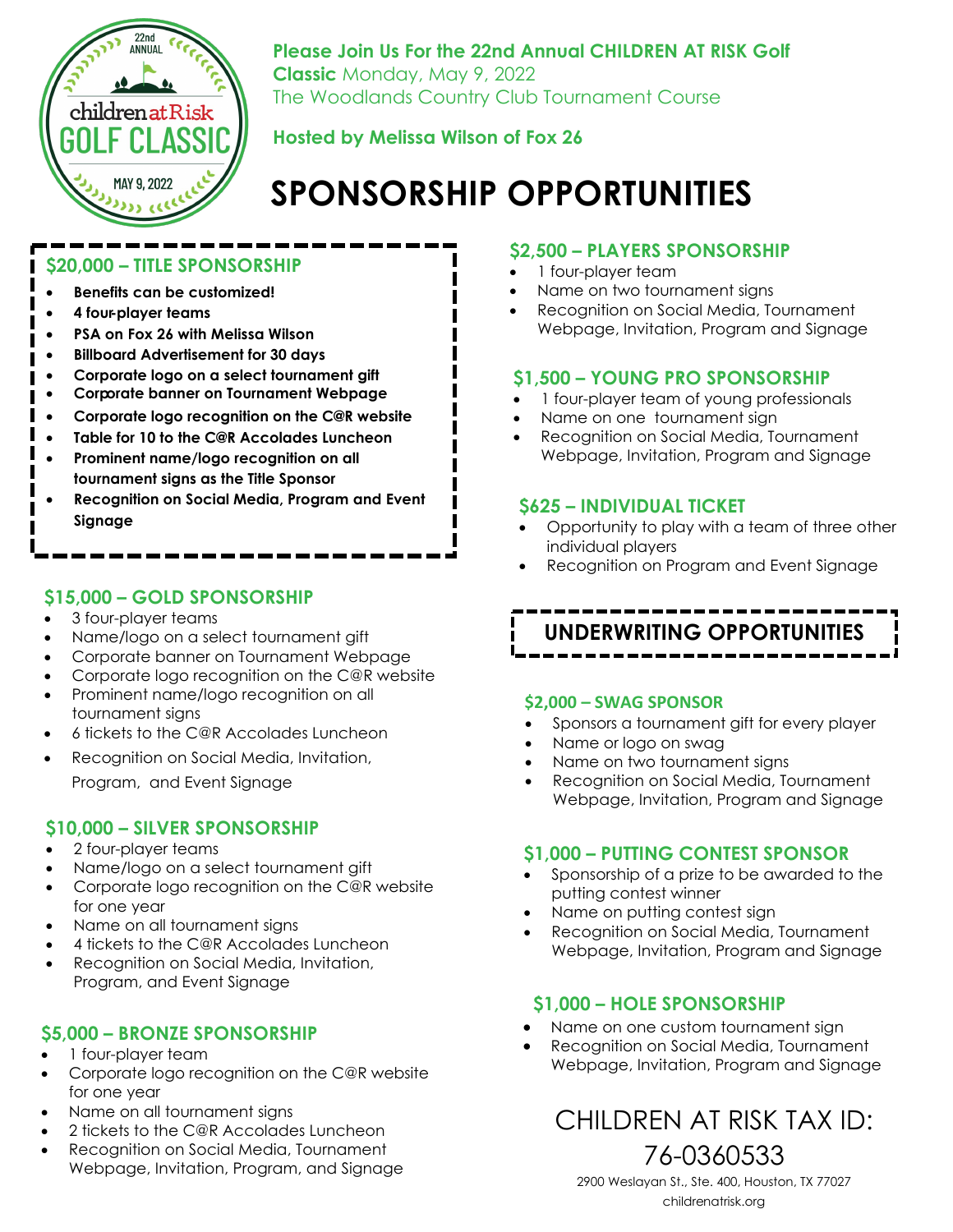**Please Join Us For the 22nd Annual CHILDREN AT RISK Golf Classic** Monday, May 9, 2022
The Woodlands Country Club Tournament Course

**Hosted by Melissa Wilson of Fox 26**

# SPONSORSHIP OPPORTUNITIES

## $20,000 – TITLE SPONSORSHIP

- **Benefits can be customized!**
- **4 four-player teams**
- **PSA on Fox 26 with Melissa Wilson**
- **Billboard Advertisement for 30 days**
- **Corporate logo on a select tournament gift**
- **Corporate banner on Tournament Webpage**
- **Corporate logo recognition on the C@R website**
- **Table for 10 to the C@R Accolades Luncheon**
- **Prominent name/logo recognition on all tournament signs as the Title Sponsor**
- **Recognition on Social Media, Program and Event Signage**

## $15,000 – GOLD SPONSORSHIP

- 3 four-player teams
- Name/logo on a select tournament gift
- Corporate banner on Tournament Webpage
- Corporate logo recognition on the C@R website
- Prominent name/logo recognition on all tournament signs
- 6 tickets to the C@R Accolades Luncheon
- Recognition on Social Media, Invitation, Program, and Event Signage

## $10,000 – SILVER SPONSORSHIP

- 2 four-player teams
- Name/logo on a select tournament gift
- Corporate logo recognition on the C@R website for one year
- Name on all tournament signs
- 4 tickets to the C@R Accolades Luncheon
- Recognition on Social Media, Invitation, Program, and Event Signage

## $5,000 – BRONZE SPONSORSHIP

- 1 four-player team
- Corporate logo recognition on the C@R website for one year
- Name on all tournament signs
- 2 tickets to the C@R Accolades Luncheon
- Recognition on Social Media, Tournament Webpage, Invitation, Program, and Signage

## $2,500 – PLAYERS SPONSORSHIP

- 1 four-player team
- Name on two tournament signs
- Recognition on Social Media, Tournament Webpage, Invitation, Program and Signage

## $1,500 – YOUNG PRO SPONSORSHIP

- 1 four-player team of young professionals
- Name on one tournament sign
- Recognition on Social Media, Tournament Webpage, Invitation, Program and Signage

## $625 – INDIVIDUAL TICKET

- Opportunity to play with a team of three other individual players
- Recognition on Program and Event Signage

# UNDERWRITING OPPORTUNITIES

## $2,000 – SWAG SPONSOR

- Sponsors a tournament gift for every player
- Name or logo on swag
- Name on two tournament signs
- Recognition on Social Media, Tournament Webpage, Invitation, Program and Signage

## $1,000 – PUTTING CONTEST SPONSOR

- Sponsorship of a prize to be awarded to the putting contest winner
- Name on putting contest sign
- Recognition on Social Media, Tournament Webpage, Invitation, Program and Signage

## $1,000 – HOLE SPONSORSHIP

- Name on one custom tournament sign
- Recognition on Social Media, Tournament Webpage, Invitation, Program and Signage

CHILDREN AT RISK TAX ID: 76-0360533

2900 Weslayan St., Ste. 400, Houston, TX 77027
childrenatrisk.org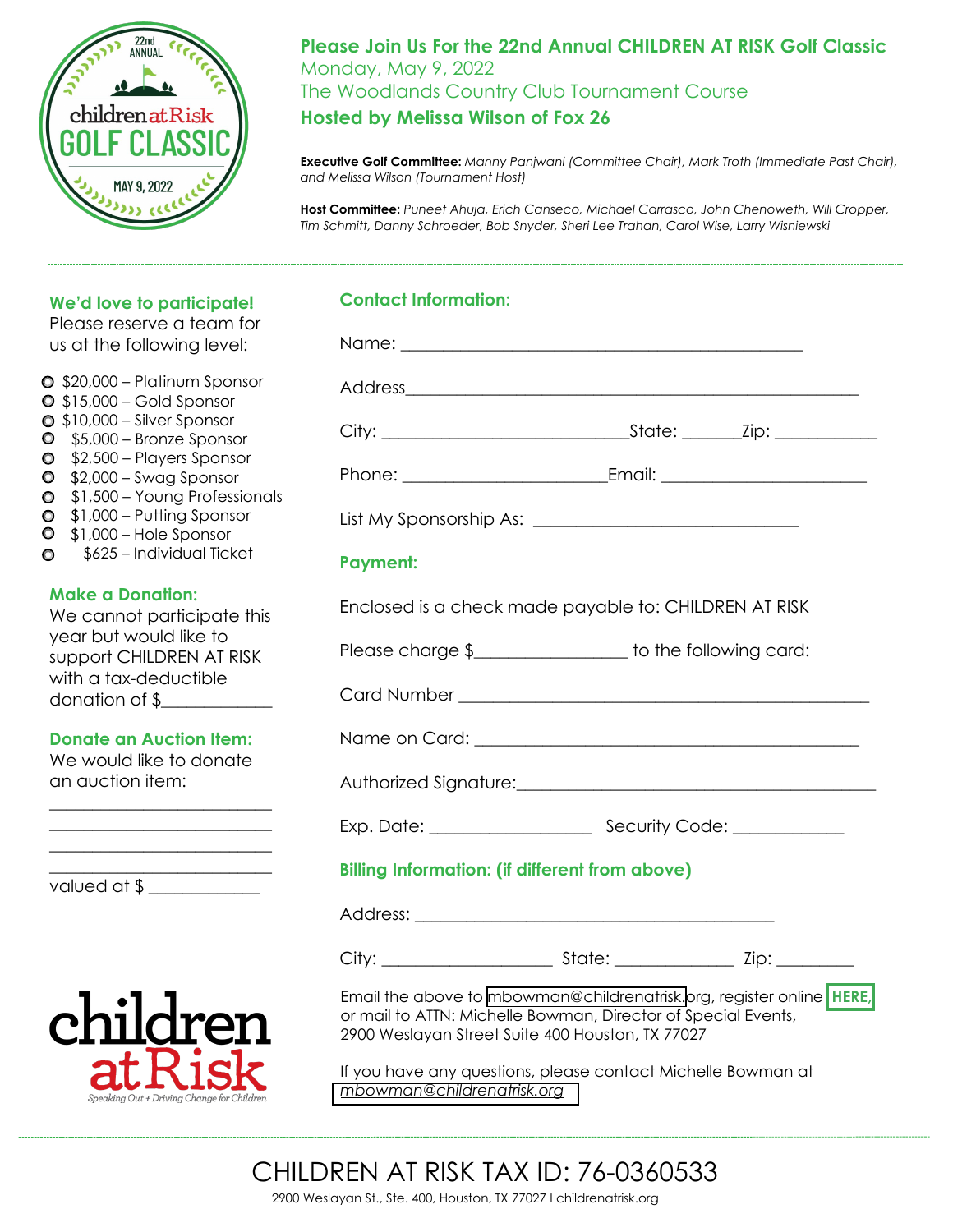22nd ANNUAL children at Risk GOLF CLASSIC MAY 9, 2022

## Please Join Us For the 22nd Annual CHILDREN AT RISK Golf Classic

Monday, May 9, 2022

The Woodlands Country Club Tournament Course

**Hosted by Melissa Wilson of Fox 26**

**Executive Golf Committee:** *Manny Panjwani (Committee Chair), Mark Troth (Immediate Past Chair), and Melissa Wilson (Tournament Host)*

**Host Committee:** *Puneet Ahuja, Erich Canseco, Michael Carrasco, John Chenoweth, Will Cropper, Tim Schmitt, Danny Schroeder, Bob Snyder, Sheri Lee Trahan, Carol Wise, Larry Wisniewski*

---

### We'd love to participate!

Please reserve a team for us at the following level:

- $20,000 – Platinum Sponsor
- $15,000 – Gold Sponsor
- $10,000 – Silver Sponsor
- $5,000 – Bronze Sponsor
- $2,500 – Players Sponsor
- $2,000 – Swag Sponsor
- $1,500 – Young Professionals
- $1,000 – Putting Sponsor
- $1,000 – Hole Sponsor
- $625 – Individual Ticket

### Make a Donation:

We cannot participate this year but would like to support CHILDREN AT RISK with a tax-deductible donation of $____________

### Donate an Auction Item:

We would like to donate an auction item:

_________________________

_________________________

_________________________

_________________________

valued at $ ____________

### Contact Information:

Name: _____________________________________________

Address_________________________________________________

City: ___________________________State: ______Zip: ___________

Phone: ______________________Email: ______________________

List My Sponsorship As: ____________________________

### Payment:

Enclosed is a check made payable to: CHILDREN AT RISK

Please charge $________________ to the following card:

Card Number ____________________________________________

Name on Card: __________________________________________

Authorized Signature:_______________________________________

Exp. Date: _________________ Security Code: ____________

### Billing Information: (if different from above)

Address: _______________________________________

City: ___________________ State: _____________ Zip: _________

Email the above to mbowman@childrenatrisk.org, register online **HERE**, or mail to ATTN: Michelle Bowman, Director of Special Events, 2900 Weslayan Street Suite 400 Houston, TX 77027

If you have any questions, please contact Michelle Bowman at *mbowman@childrenatrisk.org*

children at Risk

*Speaking Out + Driving Change for Children*

---

# CHILDREN AT RISK TAX ID: 76-0360533

2900 Weslayan St., Ste. 400, Houston, TX 77027 I childrenatrisk.org